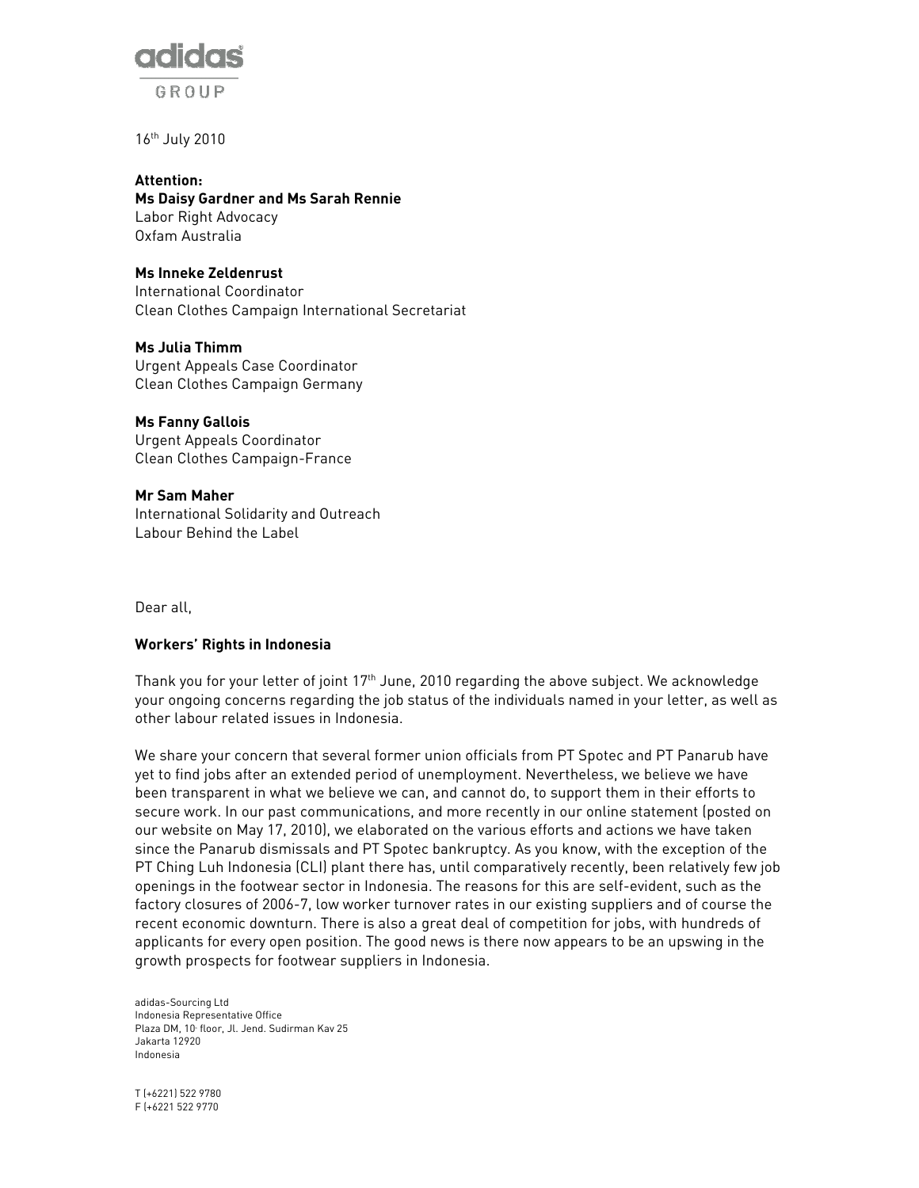adidas GROUP

16th July 2010

**Attention:**
**Ms Daisy Gardner and Ms Sarah Rennie**
Labor Right Advocacy
Oxfam Australia

**Ms Inneke Zeldenrust**
International Coordinator
Clean Clothes Campaign International Secretariat

**Ms Julia Thimm**
Urgent Appeals Case Coordinator
Clean Clothes Campaign Germany

**Ms Fanny Gallois**
Urgent Appeals Coordinator
Clean Clothes Campaign-France

**Mr Sam Maher**
International Solidarity and Outreach
Labour Behind the Label

Dear all,

**Workers' Rights in Indonesia**

Thank you for your letter of joint 17th June, 2010 regarding the above subject. We acknowledge your ongoing concerns regarding the job status of the individuals named in your letter, as well as other labour related issues in Indonesia.

We share your concern that several former union officials from PT Spotec and PT Panarub have yet to find jobs after an extended period of unemployment. Nevertheless, we believe we have been transparent in what we believe we can, and cannot do, to support them in their efforts to secure work. In our past communications, and more recently in our online statement (posted on our website on May 17, 2010), we elaborated on the various efforts and actions we have taken since the Panarub dismissals and PT Spotec bankruptcy. As you know, with the exception of the PT Ching Luh Indonesia (CLI) plant there has, until comparatively recently, been relatively few job openings in the footwear sector in Indonesia. The reasons for this are self-evident, such as the factory closures of 2006-7, low worker turnover rates in our existing suppliers and of course the recent economic downturn. There is also a great deal of competition for jobs, with hundreds of applicants for every open position. The good news is there now appears to be an upswing in the growth prospects for footwear suppliers in Indonesia.

adidas-Sourcing Ltd
Indonesia Representative Office
Plaza DM, 10 floor, Jl. Jend. Sudirman Kav 25
Jakarta 12920
Indonesia

T (+6221) 522 9780
F (+6221 522 9770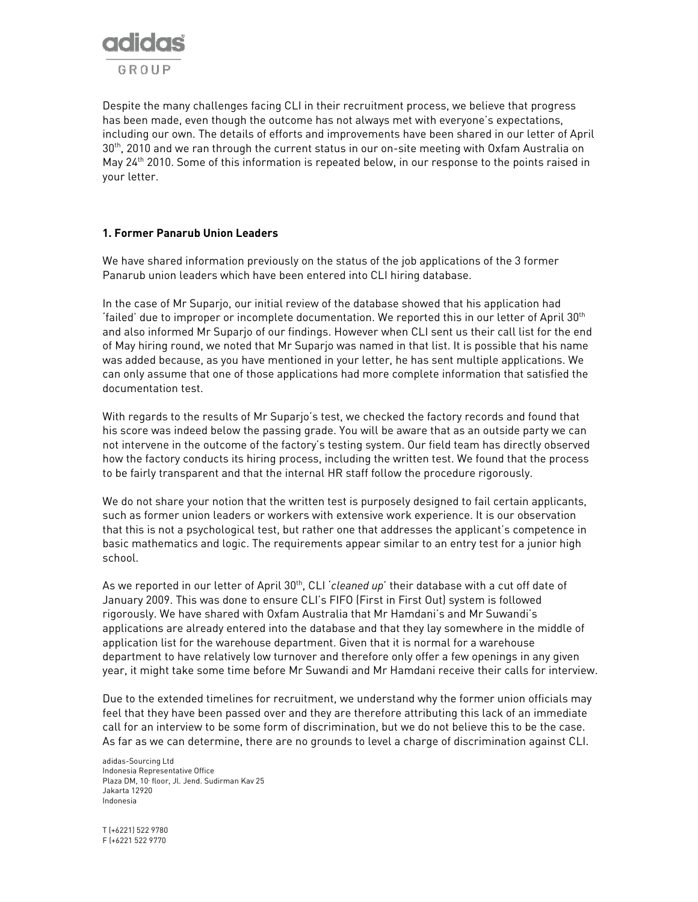Despite the many challenges facing CLI in their recruitment process, we believe that progress has been made, even though the outcome has not always met with everyone's expectations, including our own. The details of efforts and improvements have been shared in our letter of April 30th, 2010 and we ran through the current status in our on-site meeting with Oxfam Australia on May 24th 2010. Some of this information is repeated below, in our response to the points raised in your letter.

**1. Former Panarub Union Leaders**

We have shared information previously on the status of the job applications of the 3 former Panarub union leaders which have been entered into CLI hiring database.

In the case of Mr Suparjo, our initial review of the database showed that his application had 'failed' due to improper or incomplete documentation. We reported this in our letter of April 30th and also informed Mr Suparjo of our findings. However when CLI sent us their call list for the end of May hiring round, we noted that Mr Suparjo was named in that list. It is possible that his name was added because, as you have mentioned in your letter, he has sent multiple applications. We can only assume that one of those applications had more complete information that satisfied the documentation test.

With regards to the results of Mr Suparjo's test, we checked the factory records and found that his score was indeed below the passing grade. You will be aware that as an outside party we can not intervene in the outcome of the factory's testing system. Our field team has directly observed how the factory conducts its hiring process, including the written test. We found that the process to be fairly transparent and that the internal HR staff follow the procedure rigorously.

We do not share your notion that the written test is purposely designed to fail certain applicants, such as former union leaders or workers with extensive work experience. It is our observation that this is not a psychological test, but rather one that addresses the applicant's competence in basic mathematics and logic. The requirements appear similar to an entry test for a junior high school.

As we reported in our letter of April 30th, CLI '*cleaned up*' their database with a cut off date of January 2009. This was done to ensure CLI's FIFO (First in First Out) system is followed rigorously. We have shared with Oxfam Australia that Mr Hamdani's and Mr Suwandi's applications are already entered into the database and that they lay somewhere in the middle of application list for the warehouse department. Given that it is normal for a warehouse department to have relatively low turnover and therefore only offer a few openings in any given year, it might take some time before Mr Suwandi and Mr Hamdani receive their calls for interview.

Due to the extended timelines for recruitment, we understand why the former union officials may feel that they have been passed over and they are therefore attributing this lack of an immediate call for an interview to be some form of discrimination, but we do not believe this to be the case. As far as we can determine, there are no grounds to level a charge of discrimination against CLI.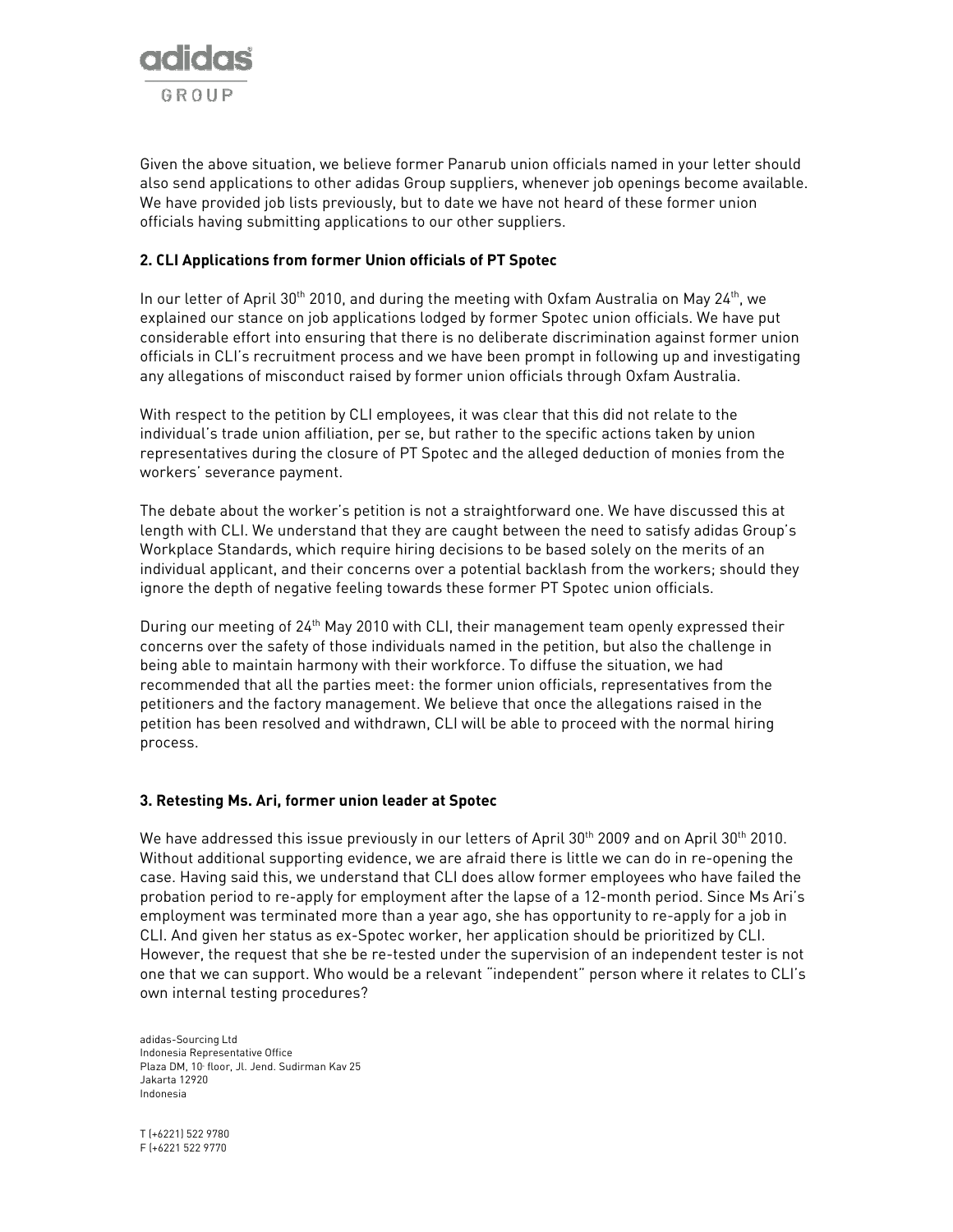Given the above situation, we believe former Panarub union officials named in your letter should also send applications to other adidas Group suppliers, whenever job openings become available. We have provided job lists previously, but to date we have not heard of these former union officials having submitting applications to our other suppliers.

### 2. CLI Applications from former Union officials of PT Spotec

In our letter of April 30th 2010, and during the meeting with Oxfam Australia on May 24th, we explained our stance on job applications lodged by former Spotec union officials. We have put considerable effort into ensuring that there is no deliberate discrimination against former union officials in CLI's recruitment process and we have been prompt in following up and investigating any allegations of misconduct raised by former union officials through Oxfam Australia.

With respect to the petition by CLI employees, it was clear that this did not relate to the individual's trade union affiliation, per se, but rather to the specific actions taken by union representatives during the closure of PT Spotec and the alleged deduction of monies from the workers' severance payment.

The debate about the worker's petition is not a straightforward one. We have discussed this at length with CLI. We understand that they are caught between the need to satisfy adidas Group's Workplace Standards, which require hiring decisions to be based solely on the merits of an individual applicant, and their concerns over a potential backlash from the workers; should they ignore the depth of negative feeling towards these former PT Spotec union officials.

During our meeting of 24th May 2010 with CLI, their management team openly expressed their concerns over the safety of those individuals named in the petition, but also the challenge in being able to maintain harmony with their workforce. To diffuse the situation, we had recommended that all the parties meet: the former union officials, representatives from the petitioners and the factory management. We believe that once the allegations raised in the petition has been resolved and withdrawn, CLI will be able to proceed with the normal hiring process.

### 3. Retesting Ms. Ari, former union leader at Spotec

We have addressed this issue previously in our letters of April 30th 2009 and on April 30th 2010. Without additional supporting evidence, we are afraid there is little we can do in re-opening the case. Having said this, we understand that CLI does allow former employees who have failed the probation period to re-apply for employment after the lapse of a 12-month period. Since Ms Ari's employment was terminated more than a year ago, she has opportunity to re-apply for a job in CLI. And given her status as ex-Spotec worker, her application should be prioritized by CLI. However, the request that she be re-tested under the supervision of an independent tester is not one that we can support. Who would be a relevant "independent" person where it relates to CLI's own internal testing procedures?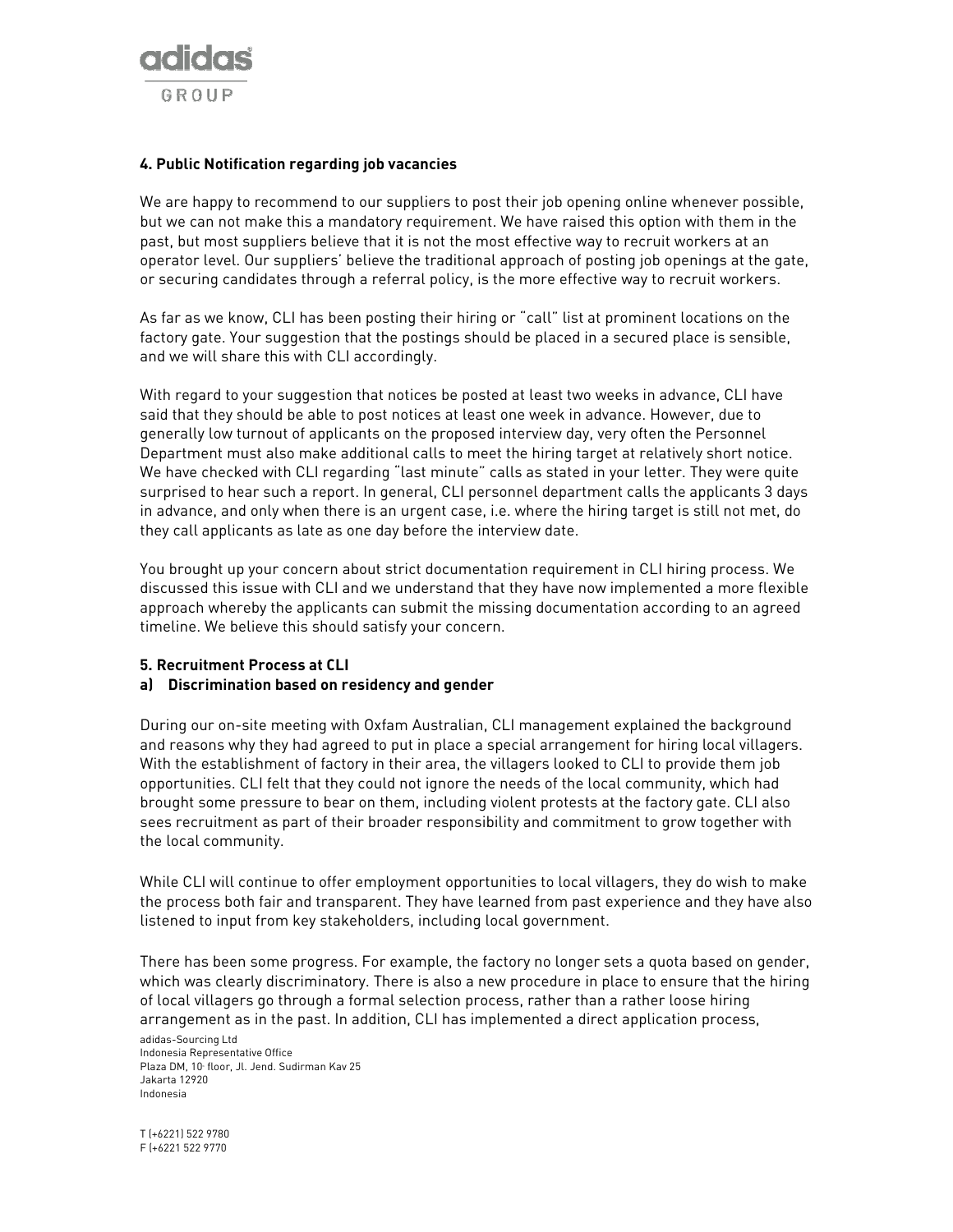#### 4. Public Notification regarding job vacancies

We are happy to recommend to our suppliers to post their job opening online whenever possible, but we can not make this a mandatory requirement. We have raised this option with them in the past, but most suppliers believe that it is not the most effective way to recruit workers at an operator level. Our suppliers' believe the traditional approach of posting job openings at the gate, or securing candidates through a referral policy, is the more effective way to recruit workers.

As far as we know, CLI has been posting their hiring or "call" list at prominent locations on the factory gate. Your suggestion that the postings should be placed in a secured place is sensible, and we will share this with CLI accordingly.

With regard to your suggestion that notices be posted at least two weeks in advance, CLI have said that they should be able to post notices at least one week in advance. However, due to generally low turnout of applicants on the proposed interview day, very often the Personnel Department must also make additional calls to meet the hiring target at relatively short notice. We have checked with CLI regarding "last minute" calls as stated in your letter. They were quite surprised to hear such a report. In general, CLI personnel department calls the applicants 3 days in advance, and only when there is an urgent case, i.e. where the hiring target is still not met, do they call applicants as late as one day before the interview date.

You brought up your concern about strict documentation requirement in CLI hiring process. We discussed this issue with CLI and we understand that they have now implemented a more flexible approach whereby the applicants can submit the missing documentation according to an agreed timeline. We believe this should satisfy your concern.

#### 5. Recruitment Process at CLI

**a) Discrimination based on residency and gender**

During our on-site meeting with Oxfam Australian, CLI management explained the background and reasons why they had agreed to put in place a special arrangement for hiring local villagers. With the establishment of factory in their area, the villagers looked to CLI to provide them job opportunities. CLI felt that they could not ignore the needs of the local community, which had brought some pressure to bear on them, including violent protests at the factory gate. CLI also sees recruitment as part of their broader responsibility and commitment to grow together with the local community.

While CLI will continue to offer employment opportunities to local villagers, they do wish to make the process both fair and transparent. They have learned from past experience and they have also listened to input from key stakeholders, including local government.

There has been some progress. For example, the factory no longer sets a quota based on gender, which was clearly discriminatory. There is also a new procedure in place to ensure that the hiring of local villagers go through a formal selection process, rather than a rather loose hiring arrangement as in the past. In addition, CLI has implemented a direct application process,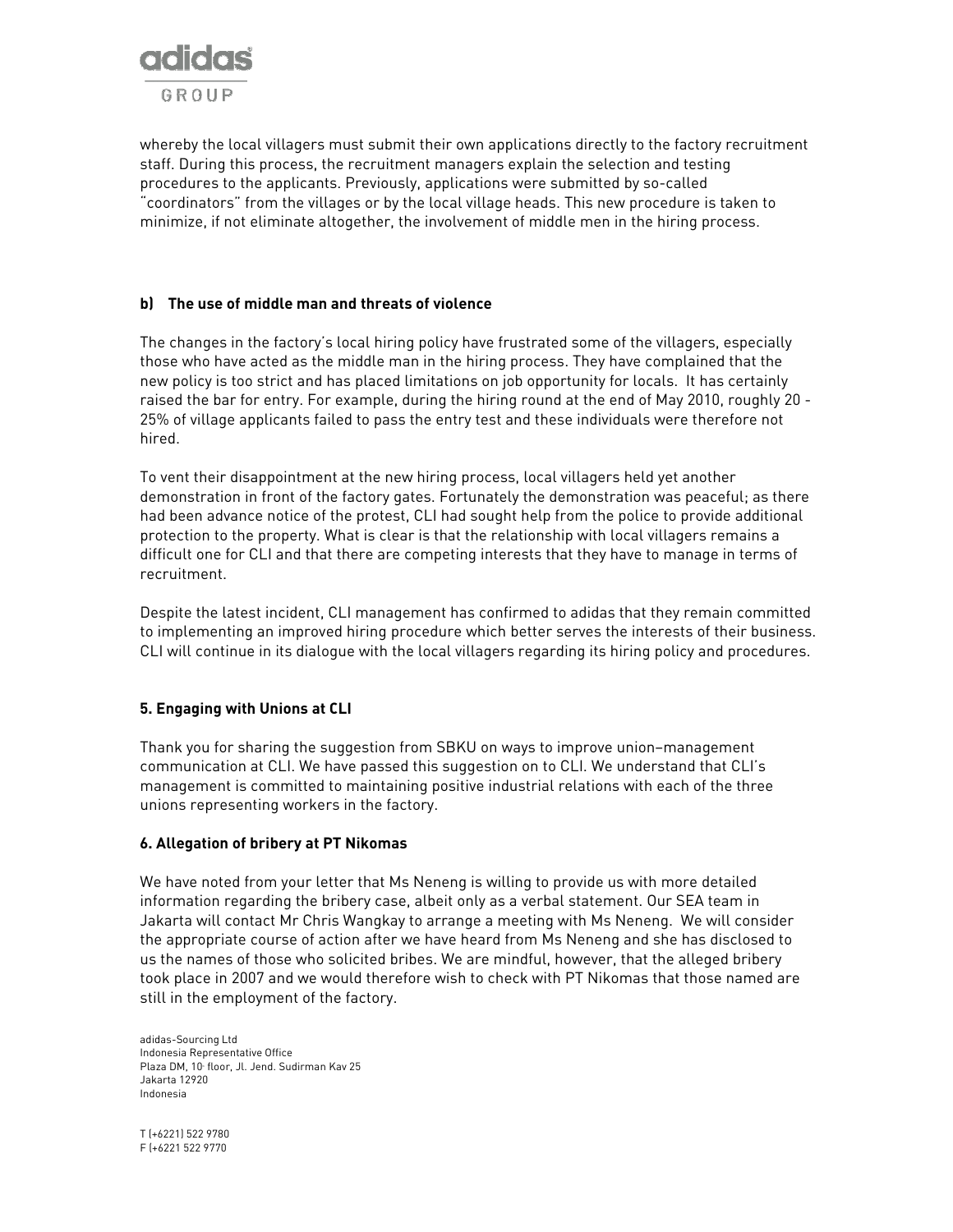whereby the local villagers must submit their own applications directly to the factory recruitment staff. During this process, the recruitment managers explain the selection and testing procedures to the applicants. Previously, applications were submitted by so-called "coordinators" from the villages or by the local village heads. This new procedure is taken to minimize, if not eliminate altogether, the involvement of middle men in the hiring process.

**b) The use of middle man and threats of violence**

The changes in the factory's local hiring policy have frustrated some of the villagers, especially those who have acted as the middle man in the hiring process. They have complained that the new policy is too strict and has placed limitations on job opportunity for locals. It has certainly raised the bar for entry. For example, during the hiring round at the end of May 2010, roughly 20 - 25% of village applicants failed to pass the entry test and these individuals were therefore not hired.

To vent their disappointment at the new hiring process, local villagers held yet another demonstration in front of the factory gates. Fortunately the demonstration was peaceful; as there had been advance notice of the protest, CLI had sought help from the police to provide additional protection to the property. What is clear is that the relationship with local villagers remains a difficult one for CLI and that there are competing interests that they have to manage in terms of recruitment.

Despite the latest incident, CLI management has confirmed to adidas that they remain committed to implementing an improved hiring procedure which better serves the interests of their business. CLI will continue in its dialogue with the local villagers regarding its hiring policy and procedures.

**5. Engaging with Unions at CLI**

Thank you for sharing the suggestion from SBKU on ways to improve union–management communication at CLI. We have passed this suggestion on to CLI. We understand that CLI's management is committed to maintaining positive industrial relations with each of the three unions representing workers in the factory.

**6. Allegation of bribery at PT Nikomas**

We have noted from your letter that Ms Neneng is willing to provide us with more detailed information regarding the bribery case, albeit only as a verbal statement. Our SEA team in Jakarta will contact Mr Chris Wangkay to arrange a meeting with Ms Neneng. We will consider the appropriate course of action after we have heard from Ms Neneng and she has disclosed to us the names of those who solicited bribes. We are mindful, however, that the alleged bribery took place in 2007 and we would therefore wish to check with PT Nikomas that those named are still in the employment of the factory.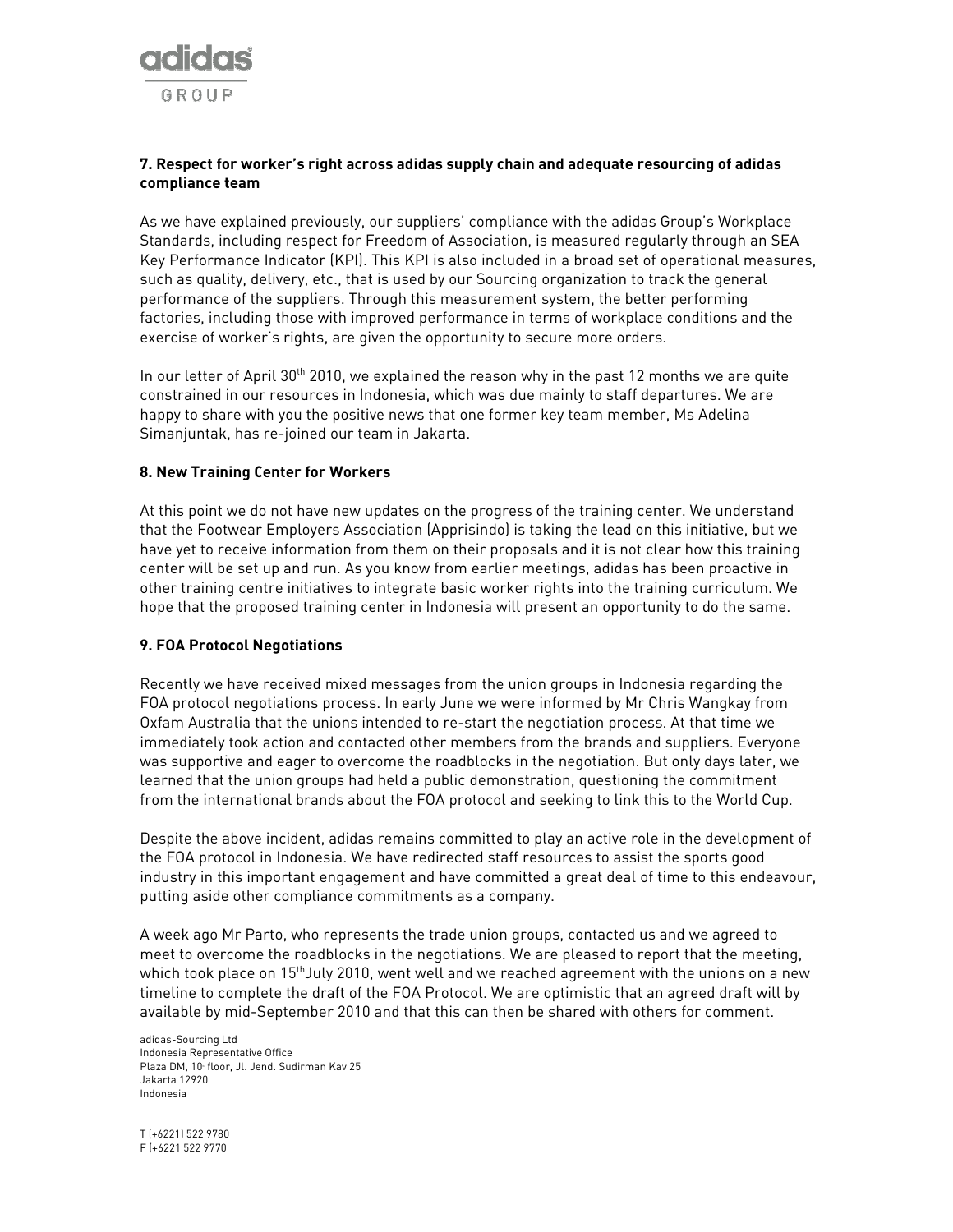### 7. Respect for worker's right across adidas supply chain and adequate resourcing of adidas compliance team

As we have explained previously, our suppliers' compliance with the adidas Group's Workplace Standards, including respect for Freedom of Association, is measured regularly through an SEA Key Performance Indicator (KPI). This KPI is also included in a broad set of operational measures, such as quality, delivery, etc., that is used by our Sourcing organization to track the general performance of the suppliers. Through this measurement system, the better performing factories, including those with improved performance in terms of workplace conditions and the exercise of worker's rights, are given the opportunity to secure more orders.

In our letter of April 30th 2010, we explained the reason why in the past 12 months we are quite constrained in our resources in Indonesia, which was due mainly to staff departures. We are happy to share with you the positive news that one former key team member, Ms Adelina Simanjuntak, has re-joined our team in Jakarta.

### 8. New Training Center for Workers

At this point we do not have new updates on the progress of the training center. We understand that the Footwear Employers Association (Apprisindo) is taking the lead on this initiative, but we have yet to receive information from them on their proposals and it is not clear how this training center will be set up and run. As you know from earlier meetings, adidas has been proactive in other training centre initiatives to integrate basic worker rights into the training curriculum. We hope that the proposed training center in Indonesia will present an opportunity to do the same.

### 9. FOA Protocol Negotiations

Recently we have received mixed messages from the union groups in Indonesia regarding the FOA protocol negotiations process. In early June we were informed by Mr Chris Wangkay from Oxfam Australia that the unions intended to re-start the negotiation process. At that time we immediately took action and contacted other members from the brands and suppliers. Everyone was supportive and eager to overcome the roadblocks in the negotiation. But only days later, we learned that the union groups had held a public demonstration, questioning the commitment from the international brands about the FOA protocol and seeking to link this to the World Cup.

Despite the above incident, adidas remains committed to play an active role in the development of the FOA protocol in Indonesia. We have redirected staff resources to assist the sports good industry in this important engagement and have committed a great deal of time to this endeavour, putting aside other compliance commitments as a company.

A week ago Mr Parto, who represents the trade union groups, contacted us and we agreed to meet to overcome the roadblocks in the negotiations. We are pleased to report that the meeting, which took place on 15th July 2010, went well and we reached agreement with the unions on a new timeline to complete the draft of the FOA Protocol. We are optimistic that an agreed draft will by available by mid-September 2010 and that this can then be shared with others for comment.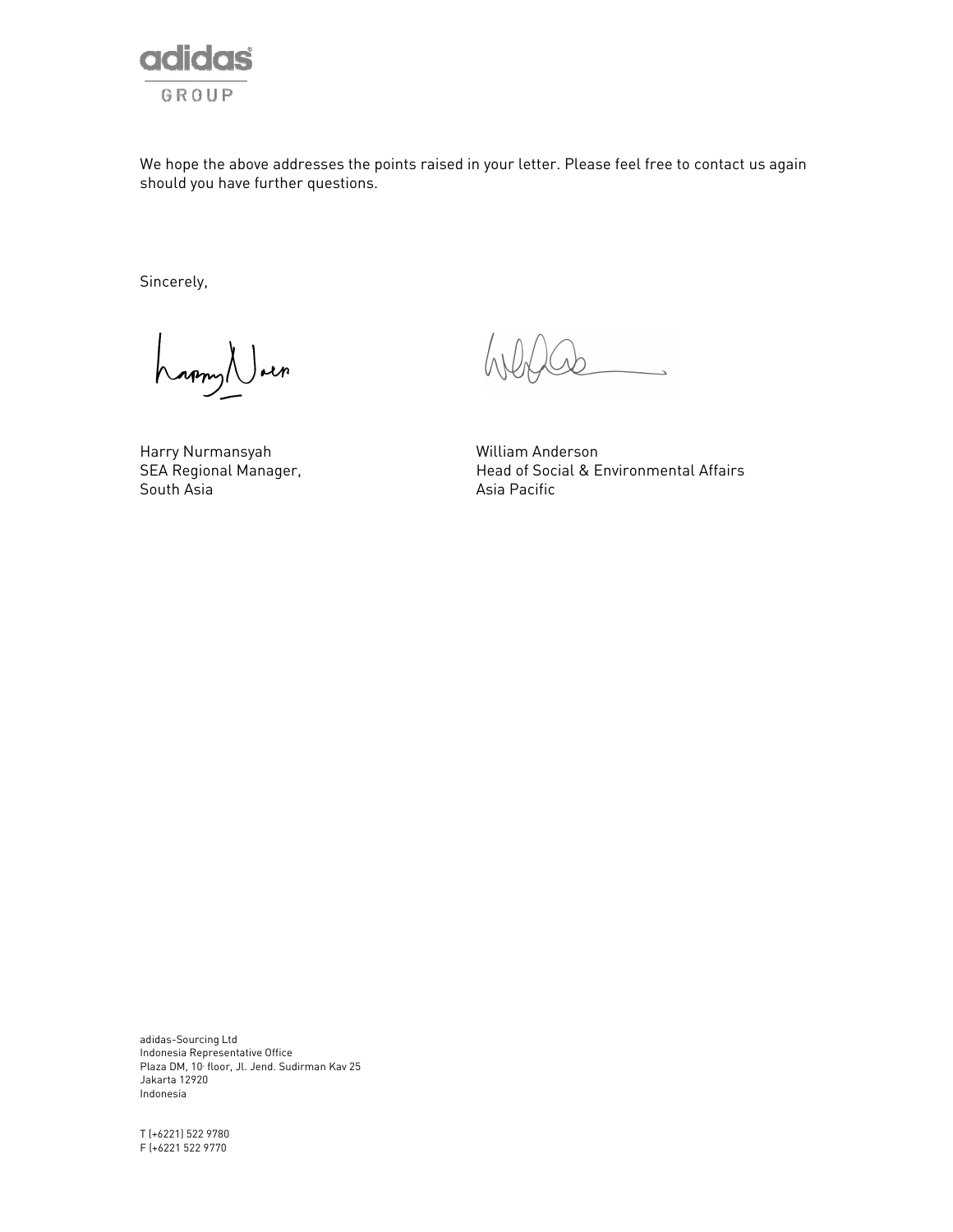adidas GROUP

We hope the above addresses the points raised in your letter. Please feel free to contact us again should you have further questions.

Sincerely,

Harry Nurmansyah
SEA Regional Manager,
South Asia

William Anderson
Head of Social & Environmental Affairs
Asia Pacific

adidas-Sourcing Ltd
Indonesia Representative Office
Plaza DM, 10 floor, Jl. Jend. Sudirman Kav 25
Jakarta 12920
Indonesia

T (+6221) 522 9780
F (+6221 522 9770